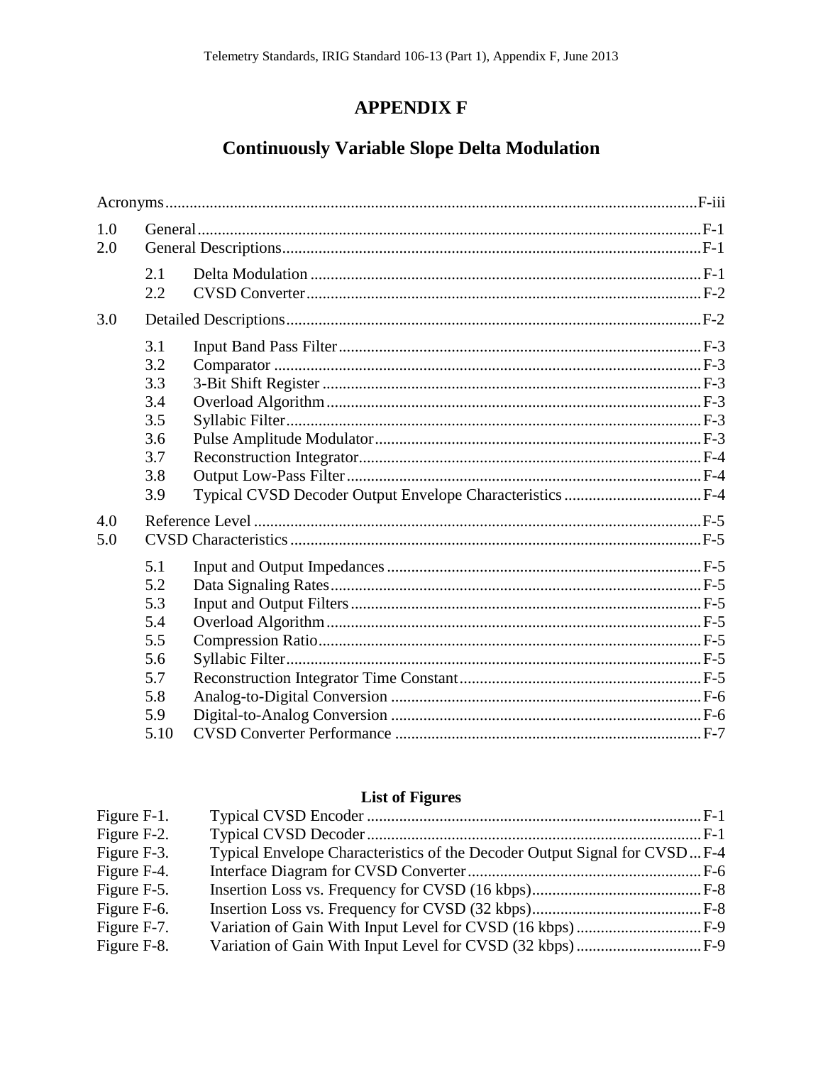# APPENDIX F

## Continuously Variable Slope Delta Modulation

| | | | |
|---|---|---|---|
| Acronyms | | | F-iii |
| 1.0 | General | | F-1 |
| 2.0 | General Descriptions | | F-1 |
| | 2.1 | Delta Modulation | F-1 |
| | 2.2 | CVSD Converter | F-2 |
| 3.0 | Detailed Descriptions | | F-2 |
| | 3.1 | Input Band Pass Filter | F-3 |
| | 3.2 | Comparator | F-3 |
| | 3.3 | 3-Bit Shift Register | F-3 |
| | 3.4 | Overload Algorithm | F-3 |
| | 3.5 | Syllabic Filter | F-3 |
| | 3.6 | Pulse Amplitude Modulator | F-3 |
| | 3.7 | Reconstruction Integrator | F-4 |
| | 3.8 | Output Low-Pass Filter | F-4 |
| | 3.9 | Typical CVSD Decoder Output Envelope Characteristics | F-4 |
| 4.0 | Reference Level | | F-5 |
| 5.0 | CVSD Characteristics | | F-5 |
| | 5.1 | Input and Output Impedances | F-5 |
| | 5.2 | Data Signaling Rates | F-5 |
| | 5.3 | Input and Output Filters | F-5 |
| | 5.4 | Overload Algorithm | F-5 |
| | 5.5 | Compression Ratio | F-5 |
| | 5.6 | Syllabic Filter | F-5 |
| | 5.7 | Reconstruction Integrator Time Constant | F-5 |
| | 5.8 | Analog-to-Digital Conversion | F-6 |
| | 5.9 | Digital-to-Analog Conversion | F-6 |
| | 5.10 | CVSD Converter Performance | F-7 |

### List of Figures

| | | |
|---|---|---|
| Figure F-1. | Typical CVSD Encoder | F-1 |
| Figure F-2. | Typical CVSD Decoder | F-1 |
| Figure F-3. | Typical Envelope Characteristics of the Decoder Output Signal for CVSD | F-4 |
| Figure F-4. | Interface Diagram for CVSD Converter | F-6 |
| Figure F-5. | Insertion Loss vs. Frequency for CVSD (16 kbps) | F-8 |
| Figure F-6. | Insertion Loss vs. Frequency for CVSD (32 kbps) | F-8 |
| Figure F-7. | Variation of Gain With Input Level for CVSD (16 kbps) | F-9 |
| Figure F-8. | Variation of Gain With Input Level for CVSD (32 kbps) | F-9 |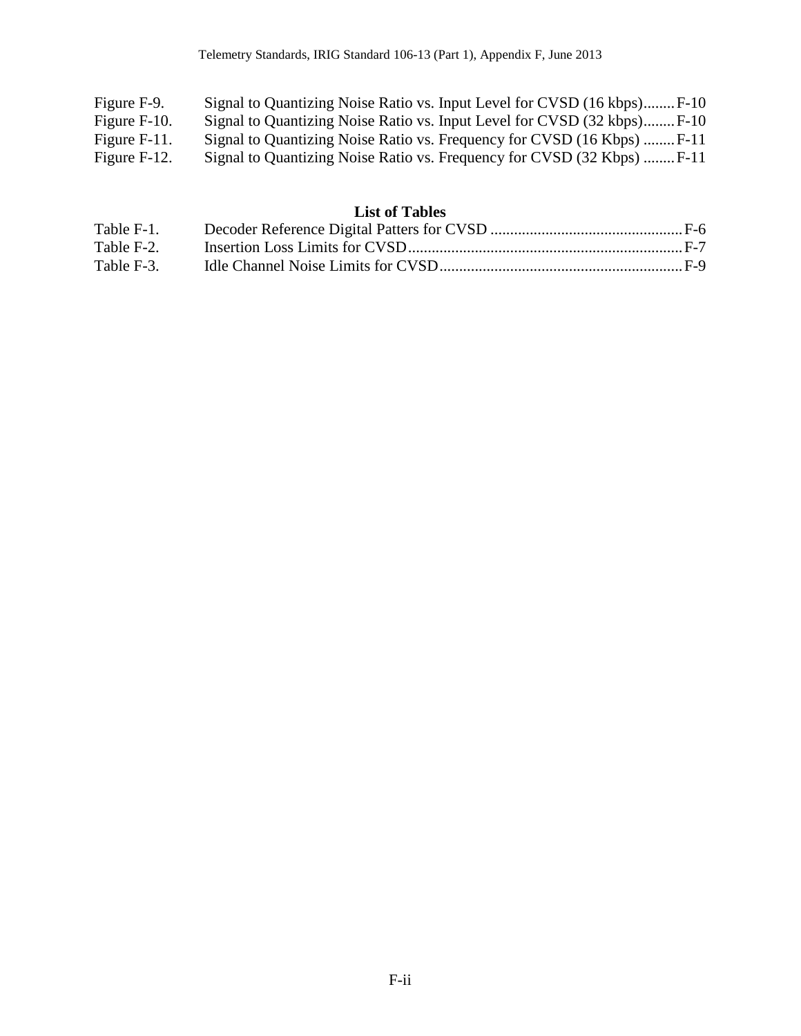Figure F-9. Signal to Quantizing Noise Ratio vs. Input Level for CVSD (16 kbps)........F-10
Figure F-10. Signal to Quantizing Noise Ratio vs. Input Level for CVSD (32 kbps)........F-10
Figure F-11. Signal to Quantizing Noise Ratio vs. Frequency for CVSD (16 Kbps) ........F-11
Figure F-12. Signal to Quantizing Noise Ratio vs. Frequency for CVSD (32 Kbps) ........F-11

**List of Tables**

Table F-1. Decoder Reference Digital Patters for CVSD ................................................F-6
Table F-2. Insertion Loss Limits for CVSD......................................................................F-7
Table F-3. Idle Channel Noise Limits for CVSD.............................................................F-9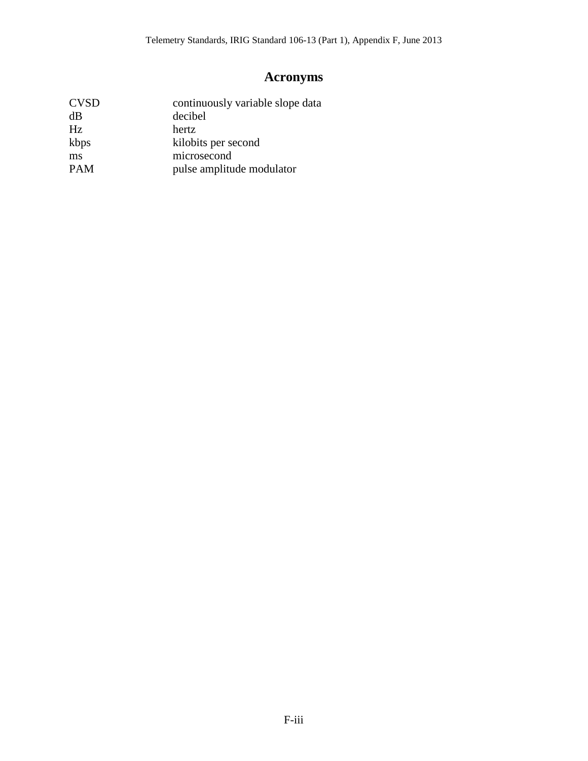# Acronyms

| | |
|---|---|
| CVSD | continuously variable slope data |
| dB | decibel |
| Hz | hertz |
| kbps | kilobits per second |
| ms | microsecond |
| PAM | pulse amplitude modulator |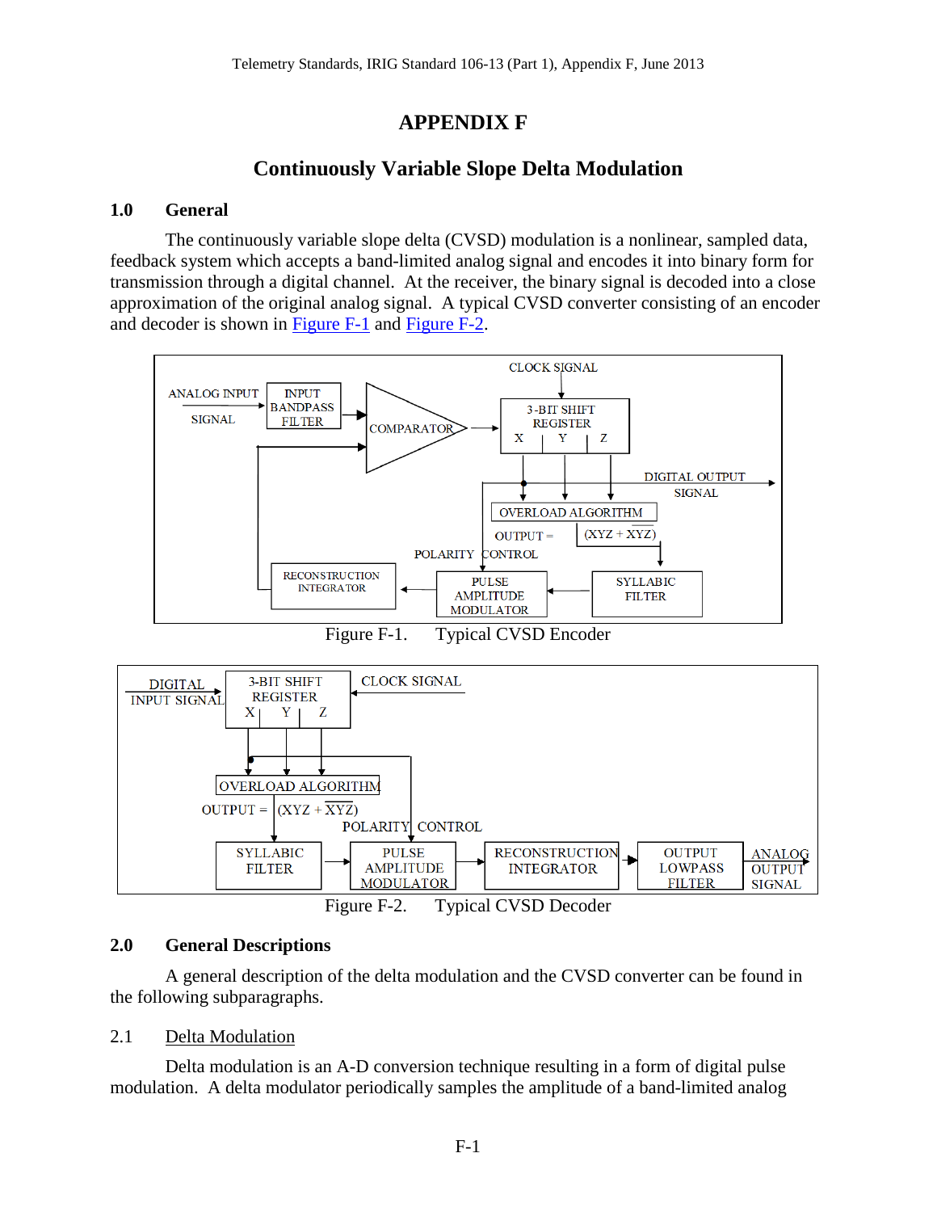# APPENDIX F

## Continuously Variable Slope Delta Modulation

### 1.0 General

The continuously variable slope delta (CVSD) modulation is a nonlinear, sampled data, feedback system which accepts a band-limited analog signal and encodes it into binary form for transmission through a digital channel. At the receiver, the binary signal is decoded into a close approximation of the original analog signal. A typical CVSD converter consisting of an encoder and decoder is shown in Figure F-1 and Figure F-2.

Figure F-1. Typical CVSD Encoder

Figure F-2. Typical CVSD Decoder

### 2.0 General Descriptions

A general description of the delta modulation and the CVSD converter can be found in the following subparagraphs.

#### 2.1 Delta Modulation

Delta modulation is an A-D conversion technique resulting in a form of digital pulse modulation. A delta modulator periodically samples the amplitude of a band-limited analog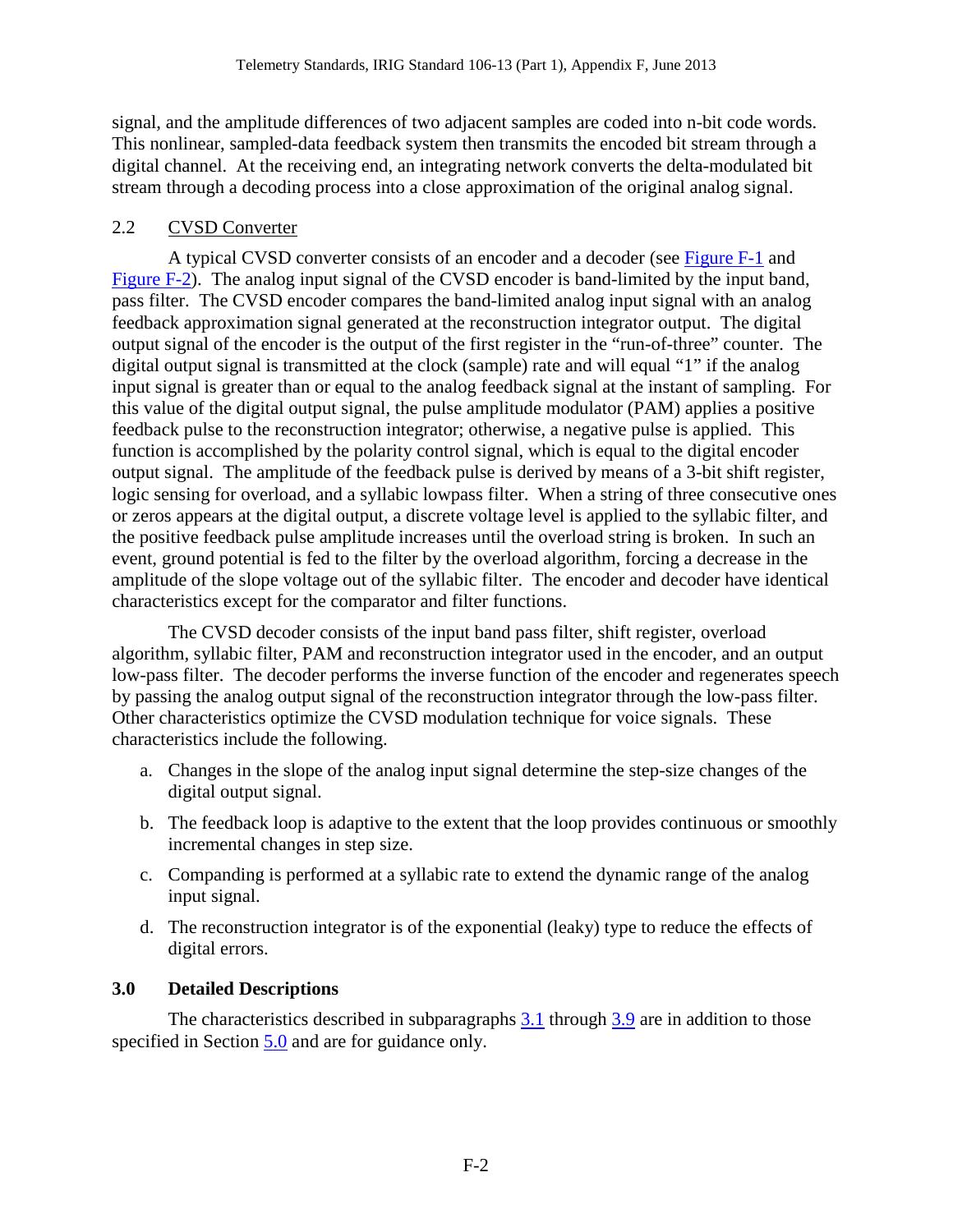signal, and the amplitude differences of two adjacent samples are coded into n-bit code words. This nonlinear, sampled-data feedback system then transmits the encoded bit stream through a digital channel. At the receiving end, an integrating network converts the delta-modulated bit stream through a decoding process into a close approximation of the original analog signal.

## 2.2 CVSD Converter

A typical CVSD converter consists of an encoder and a decoder (see Figure F-1 and Figure F-2). The analog input signal of the CVSD encoder is band-limited by the input band, pass filter. The CVSD encoder compares the band-limited analog input signal with an analog feedback approximation signal generated at the reconstruction integrator output. The digital output signal of the encoder is the output of the first register in the "run-of-three" counter. The digital output signal is transmitted at the clock (sample) rate and will equal "1" if the analog input signal is greater than or equal to the analog feedback signal at the instant of sampling. For this value of the digital output signal, the pulse amplitude modulator (PAM) applies a positive feedback pulse to the reconstruction integrator; otherwise, a negative pulse is applied. This function is accomplished by the polarity control signal, which is equal to the digital encoder output signal. The amplitude of the feedback pulse is derived by means of a 3-bit shift register, logic sensing for overload, and a syllabic lowpass filter. When a string of three consecutive ones or zeros appears at the digital output, a discrete voltage level is applied to the syllabic filter, and the positive feedback pulse amplitude increases until the overload string is broken. In such an event, ground potential is fed to the filter by the overload algorithm, forcing a decrease in the amplitude of the slope voltage out of the syllabic filter. The encoder and decoder have identical characteristics except for the comparator and filter functions.

The CVSD decoder consists of the input band pass filter, shift register, overload algorithm, syllabic filter, PAM and reconstruction integrator used in the encoder, and an output low-pass filter. The decoder performs the inverse function of the encoder and regenerates speech by passing the analog output signal of the reconstruction integrator through the low-pass filter. Other characteristics optimize the CVSD modulation technique for voice signals. These characteristics include the following.

a. Changes in the slope of the analog input signal determine the step-size changes of the digital output signal.

b. The feedback loop is adaptive to the extent that the loop provides continuous or smoothly incremental changes in step size.

c. Companding is performed at a syllabic rate to extend the dynamic range of the analog input signal.

d. The reconstruction integrator is of the exponential (leaky) type to reduce the effects of digital errors.

# 3.0 Detailed Descriptions

The characteristics described in subparagraphs 3.1 through 3.9 are in addition to those specified in Section 5.0 and are for guidance only.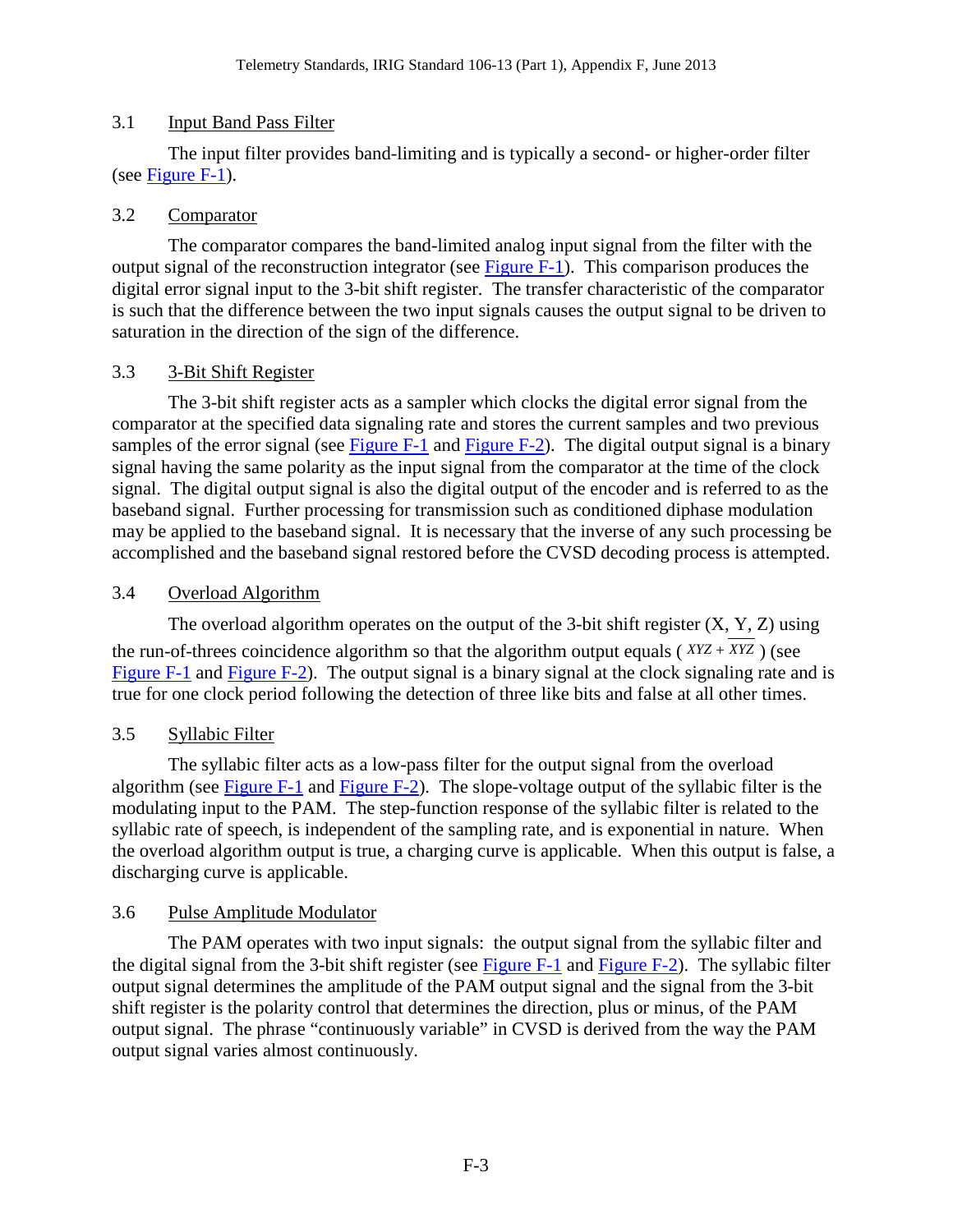## 3.1 Input Band Pass Filter

The input filter provides band-limiting and is typically a second- or higher-order filter (see Figure F-1).

## 3.2 Comparator

The comparator compares the band-limited analog input signal from the filter with the output signal of the reconstruction integrator (see Figure F-1). This comparison produces the digital error signal input to the 3-bit shift register. The transfer characteristic of the comparator is such that the difference between the two input signals causes the output signal to be driven to saturation in the direction of the sign of the difference.

## 3.3 3-Bit Shift Register

The 3-bit shift register acts as a sampler which clocks the digital error signal from the comparator at the specified data signaling rate and stores the current samples and two previous samples of the error signal (see Figure F-1 and Figure F-2). The digital output signal is a binary signal having the same polarity as the input signal from the comparator at the time of the clock signal. The digital output signal is also the digital output of the encoder and is referred to as the baseband signal. Further processing for transmission such as conditioned diphase modulation may be applied to the baseband signal. It is necessary that the inverse of any such processing be accomplished and the baseband signal restored before the CVSD decoding process is attempted.

## 3.4 Overload Algorithm

The overload algorithm operates on the output of the 3-bit shift register (X, Y, Z) using the run-of-threes coincidence algorithm so that the algorithm output equals ( $XYZ + \overline{XYZ}$ ) (see Figure F-1 and Figure F-2). The output signal is a binary signal at the clock signaling rate and is true for one clock period following the detection of three like bits and false at all other times.

## 3.5 Syllabic Filter

The syllabic filter acts as a low-pass filter for the output signal from the overload algorithm (see Figure F-1 and Figure F-2). The slope-voltage output of the syllabic filter is the modulating input to the PAM. The step-function response of the syllabic filter is related to the syllabic rate of speech, is independent of the sampling rate, and is exponential in nature. When the overload algorithm output is true, a charging curve is applicable. When this output is false, a discharging curve is applicable.

## 3.6 Pulse Amplitude Modulator

The PAM operates with two input signals: the output signal from the syllabic filter and the digital signal from the 3-bit shift register (see Figure F-1 and Figure F-2). The syllabic filter output signal determines the amplitude of the PAM output signal and the signal from the 3-bit shift register is the polarity control that determines the direction, plus or minus, of the PAM output signal. The phrase "continuously variable" in CVSD is derived from the way the PAM output signal varies almost continuously.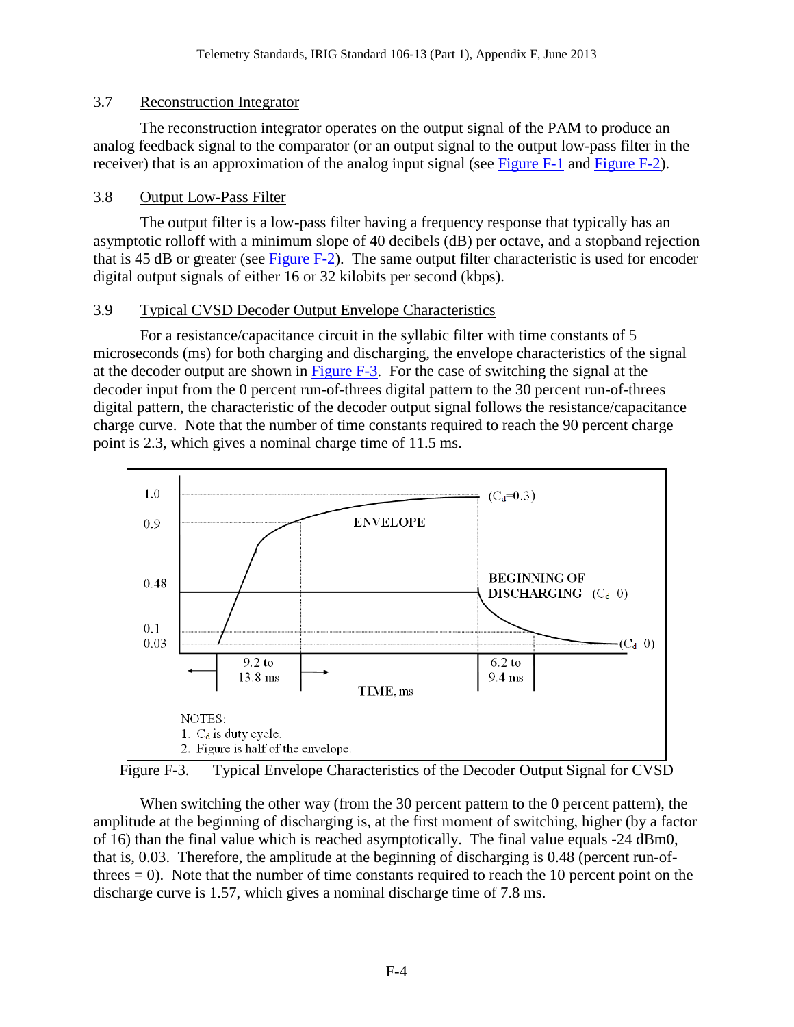### 3.7 Reconstruction Integrator

The reconstruction integrator operates on the output signal of the PAM to produce an analog feedback signal to the comparator (or an output signal to the output low-pass filter in the receiver) that is an approximation of the analog input signal (see Figure F-1 and Figure F-2).

### 3.8 Output Low-Pass Filter

The output filter is a low-pass filter having a frequency response that typically has an asymptotic rolloff with a minimum slope of 40 decibels (dB) per octave, and a stopband rejection that is 45 dB or greater (see Figure F-2). The same output filter characteristic is used for encoder digital output signals of either 16 or 32 kilobits per second (kbps).

### 3.9 Typical CVSD Decoder Output Envelope Characteristics

For a resistance/capacitance circuit in the syllabic filter with time constants of 5 microseconds (ms) for both charging and discharging, the envelope characteristics of the signal at the decoder output are shown in Figure F-3. For the case of switching the signal at the decoder input from the 0 percent run-of-threes digital pattern to the 30 percent run-of-threes digital pattern, the characteristic of the decoder output signal follows the resistance/capacitance charge curve. Note that the number of time constants required to reach the 90 percent charge point is 2.3, which gives a nominal charge time of 11.5 ms.

Figure F-3. Typical Envelope Characteristics of the Decoder Output Signal for CVSD

When switching the other way (from the 30 percent pattern to the 0 percent pattern), the amplitude at the beginning of discharging is, at the first moment of switching, higher (by a factor of 16) than the final value which is reached asymptotically. The final value equals -24 dBm0, that is, 0.03. Therefore, the amplitude at the beginning of discharging is 0.48 (percent run-of-threes = 0). Note that the number of time constants required to reach the 10 percent point on the discharge curve is 1.57, which gives a nominal discharge time of 7.8 ms.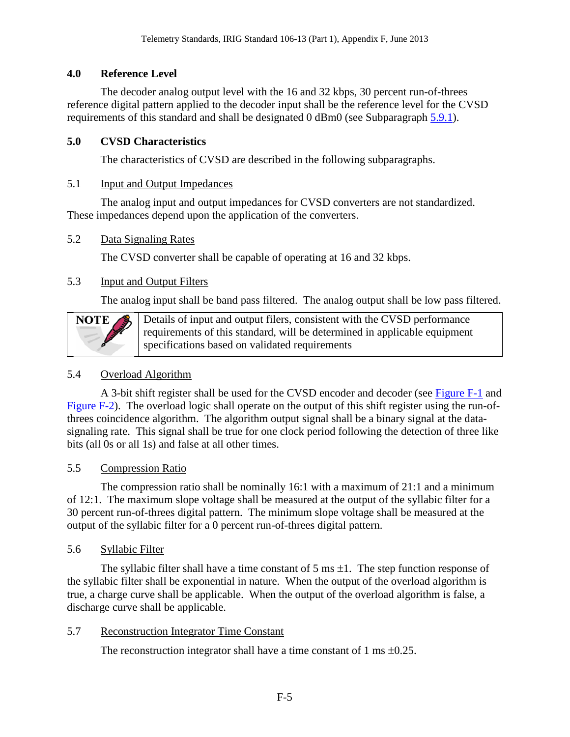## 4.0 Reference Level

The decoder analog output level with the 16 and 32 kbps, 30 percent run-of-threes reference digital pattern applied to the decoder input shall be the reference level for the CVSD requirements of this standard and shall be designated 0 dBm0 (see Subparagraph 5.9.1).

## 5.0 CVSD Characteristics

The characteristics of CVSD are described in the following subparagraphs.

### 5.1 Input and Output Impedances

The analog input and output impedances for CVSD converters are not standardized. These impedances depend upon the application of the converters.

### 5.2 Data Signaling Rates

The CVSD converter shall be capable of operating at 16 and 32 kbps.

### 5.3 Input and Output Filters

The analog input shall be band pass filtered. The analog output shall be low pass filtered.

| NOTE | Details of input and output filers, consistent with the CVSD performance requirements of this standard, will be determined in applicable equipment specifications based on validated requirements |
|---|---|

### 5.4 Overload Algorithm

A 3-bit shift register shall be used for the CVSD encoder and decoder (see Figure F-1 and Figure F-2). The overload logic shall operate on the output of this shift register using the run-of-threes coincidence algorithm. The algorithm output signal shall be a binary signal at the data-signaling rate. This signal shall be true for one clock period following the detection of three like bits (all 0s or all 1s) and false at all other times.

### 5.5 Compression Ratio

The compression ratio shall be nominally 16:1 with a maximum of 21:1 and a minimum of 12:1. The maximum slope voltage shall be measured at the output of the syllabic filter for a 30 percent run-of-threes digital pattern. The minimum slope voltage shall be measured at the output of the syllabic filter for a 0 percent run-of-threes digital pattern.

### 5.6 Syllabic Filter

The syllabic filter shall have a time constant of 5 ms ±1. The step function response of the syllabic filter shall be exponential in nature. When the output of the overload algorithm is true, a charge curve shall be applicable. When the output of the overload algorithm is false, a discharge curve shall be applicable.

### 5.7 Reconstruction Integrator Time Constant

The reconstruction integrator shall have a time constant of 1 ms ±0.25.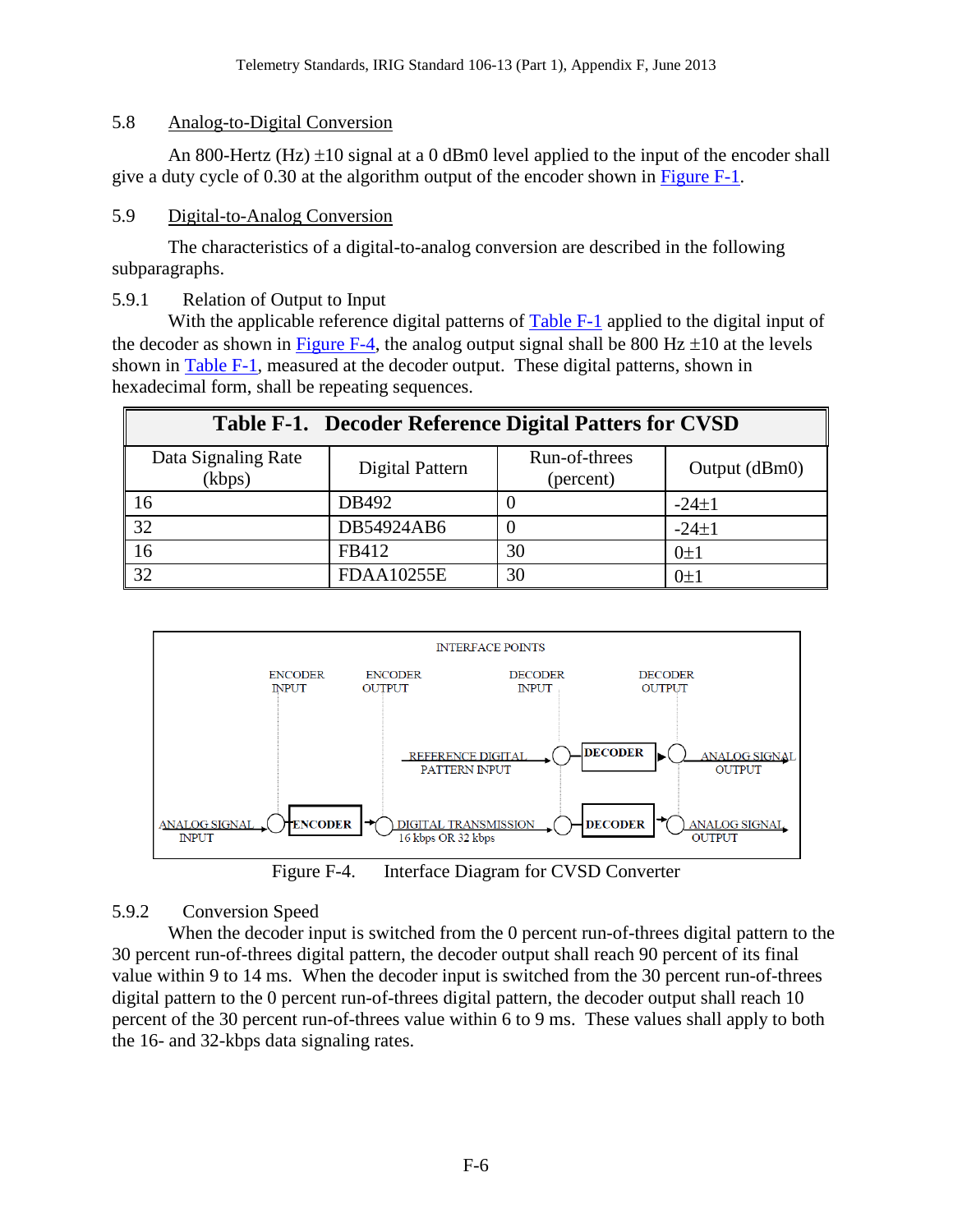### 5.8 Analog-to-Digital Conversion

An 800-Hertz (Hz) ±10 signal at a 0 dBm0 level applied to the input of the encoder shall give a duty cycle of 0.30 at the algorithm output of the encoder shown in Figure F-1.

### 5.9 Digital-to-Analog Conversion

The characteristics of a digital-to-analog conversion are described in the following subparagraphs.

#### 5.9.1 Relation of Output to Input

With the applicable reference digital patterns of Table F-1 applied to the digital input of the decoder as shown in Figure F-4, the analog output signal shall be 800 Hz ±10 at the levels shown in Table F-1, measured at the decoder output. These digital patterns, shown in hexadecimal form, shall be repeating sequences.

**Table F-1. Decoder Reference Digital Patters for CVSD**

| Data Signaling Rate (kbps) | Digital Pattern | Run-of-threes (percent) | Output (dBm0) |
|---|---|---|---|
| 16 | DB492 | 0 | -24±1 |
| 32 | DB54924AB6 | 0 | -24±1 |
| 16 | FB412 | 30 | 0±1 |
| 32 | FDAA10255E | 30 | 0±1 |

INTERFACE POINTS

ENCODER INPUT — ENCODER OUTPUT — DECODER INPUT — DECODER OUTPUT

REFERENCE DIGITAL PATTERN INPUT → DECODER → ANALOG SIGNAL OUTPUT

ANALOG SIGNAL INPUT → ENCODER → DIGITAL TRANSMISSION 16 kbps OR 32 kbps → DECODER → ANALOG SIGNAL OUTPUT

Figure F-4. Interface Diagram for CVSD Converter

#### 5.9.2 Conversion Speed

When the decoder input is switched from the 0 percent run-of-threes digital pattern to the 30 percent run-of-threes digital pattern, the decoder output shall reach 90 percent of its final value within 9 to 14 ms. When the decoder input is switched from the 30 percent run-of-threes digital pattern to the 0 percent run-of-threes digital pattern, the decoder output shall reach 10 percent of the 30 percent run-of-threes value within 6 to 9 ms. These values shall apply to both the 16- and 32-kbps data signaling rates.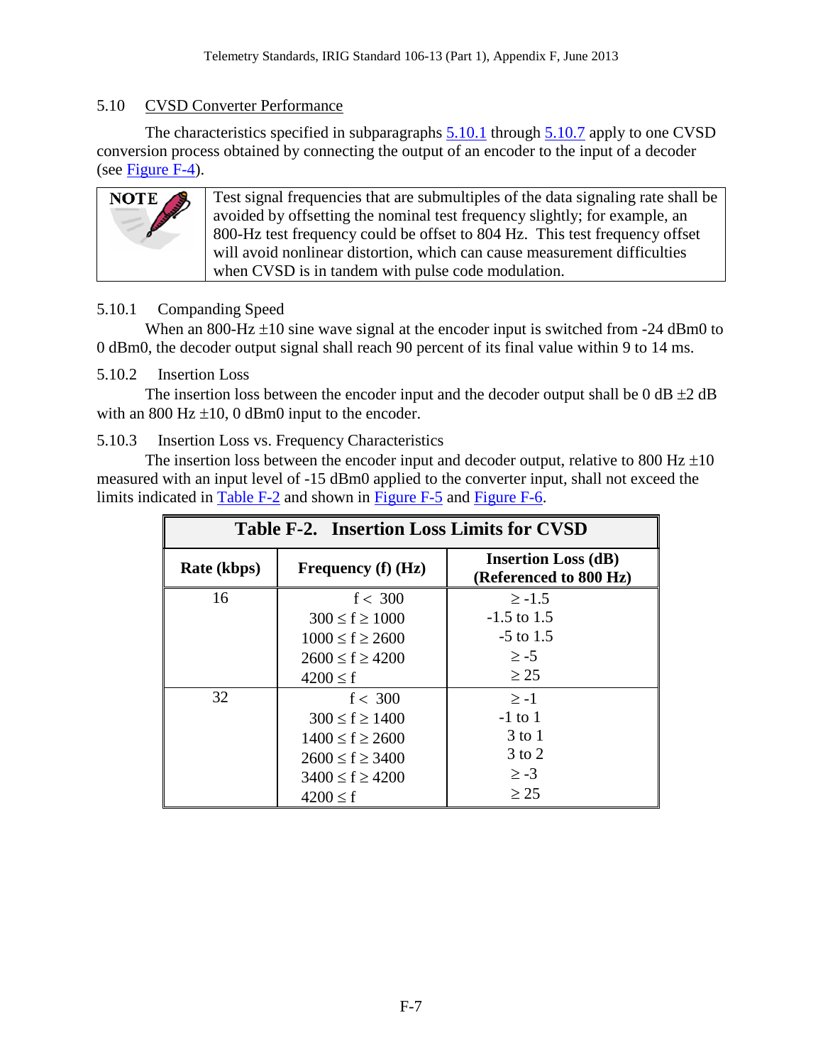## 5.10 CVSD Converter Performance

The characteristics specified in subparagraphs 5.10.1 through 5.10.7 apply to one CVSD conversion process obtained by connecting the output of an encoder to the input of a decoder (see Figure F-4).

| NOTE | Test signal frequencies that are submultiples of the data signaling rate shall be avoided by offsetting the nominal test frequency slightly; for example, an 800-Hz test frequency could be offset to 804 Hz. This test frequency offset will avoid nonlinear distortion, which can cause measurement difficulties when CVSD is in tandem with pulse code modulation. |
|---|---|

### 5.10.1 Companding Speed

When an 800-Hz ±10 sine wave signal at the encoder input is switched from -24 dBm0 to 0 dBm0, the decoder output signal shall reach 90 percent of its final value within 9 to 14 ms.

### 5.10.2 Insertion Loss

The insertion loss between the encoder input and the decoder output shall be 0 dB ±2 dB with an 800 Hz ±10, 0 dBm0 input to the encoder.

### 5.10.3 Insertion Loss vs. Frequency Characteristics

The insertion loss between the encoder input and decoder output, relative to 800 Hz ±10 measured with an input level of -15 dBm0 applied to the converter input, shall not exceed the limits indicated in Table F-2 and shown in Figure F-5 and Figure F-6.

**Table F-2. Insertion Loss Limits for CVSD**

| Rate (kbps) | Frequency (f) (Hz) | Insertion Loss (dB) (Referenced to 800 Hz) |
|---|---|---|
| 16 | f < 300 | ≥ -1.5 |
| | 300 ≤ f ≥ 1000 | -1.5 to 1.5 |
| | 1000 ≤ f ≥ 2600 | -5 to 1.5 |
| | 2600 ≤ f ≥ 4200 | ≥ -5 |
| | 4200 ≤ f | ≥ 25 |
| 32 | f < 300 | ≥ -1 |
| | 300 ≤ f ≥ 1400 | -1 to 1 |
| | 1400 ≤ f ≥ 2600 | 3 to 1 |
| | 2600 ≤ f ≥ 3400 | 3 to 2 |
| | 3400 ≤ f ≥ 4200 | ≥ -3 |
| | 4200 ≤ f | ≥ 25 |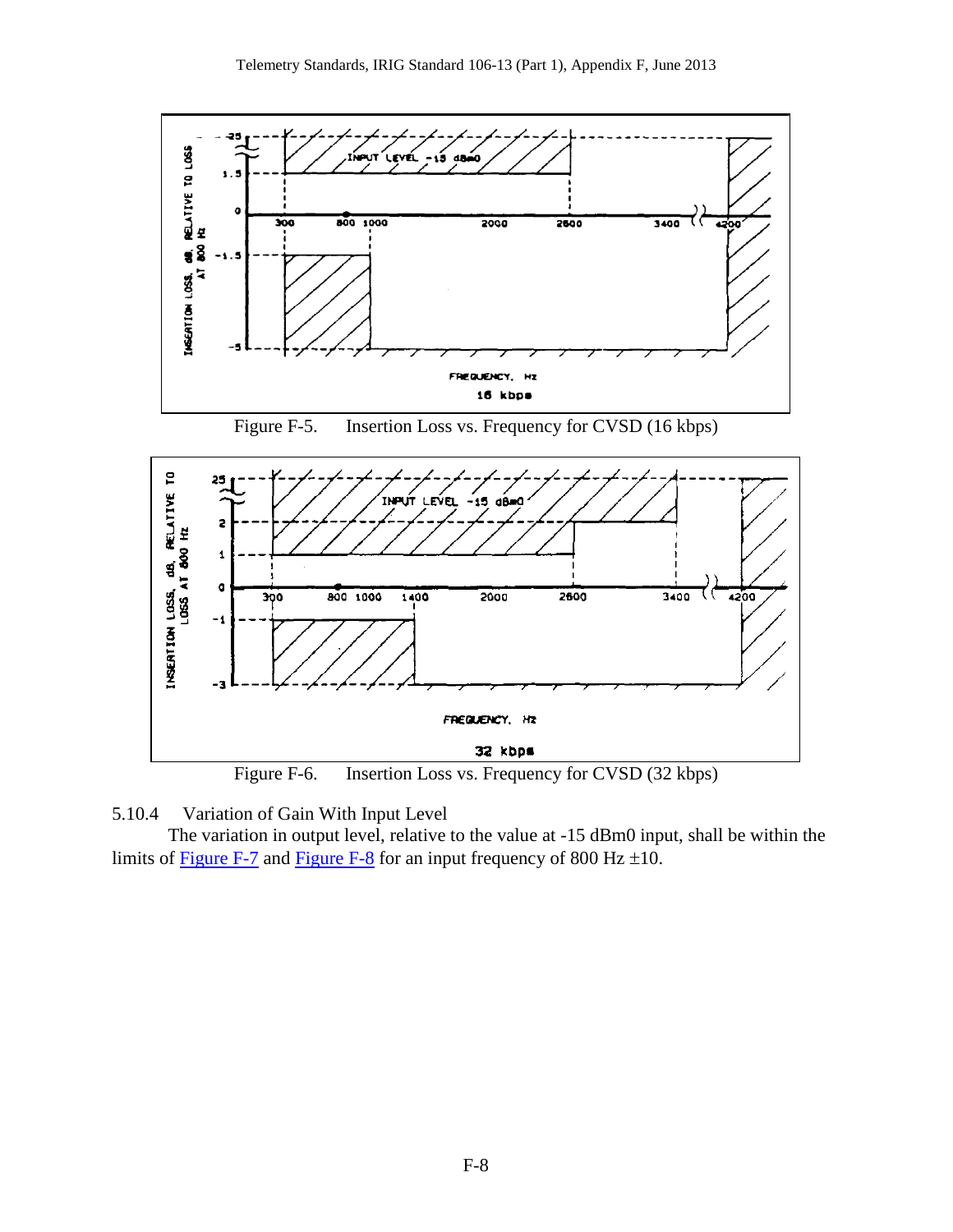Figure F-5. Insertion Loss vs. Frequency for CVSD (16 kbps)

Figure F-6. Insertion Loss vs. Frequency for CVSD (32 kbps)

5.10.4 Variation of Gain With Input Level

The variation in output level, relative to the value at -15 dBm0 input, shall be within the limits of Figure F-7 and Figure F-8 for an input frequency of 800 Hz ±10.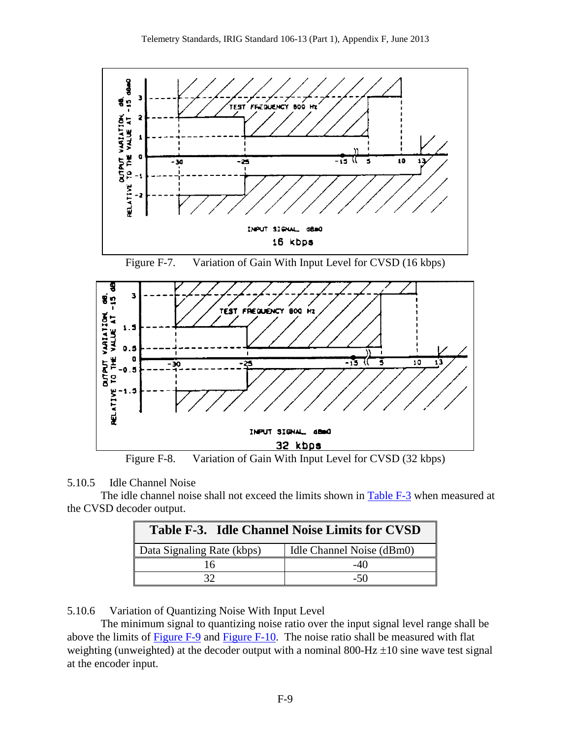Figure F-7. Variation of Gain With Input Level for CVSD (16 kbps)

Figure F-8. Variation of Gain With Input Level for CVSD (32 kbps)

### 5.10.5 Idle Channel Noise

The idle channel noise shall not exceed the limits shown in Table F-3 when measured at the CVSD decoder output.

**Table F-3. Idle Channel Noise Limits for CVSD**

| Data Signaling Rate (kbps) | Idle Channel Noise (dBm0) |
|---|---|
| 16 | -40 |
| 32 | -50 |

### 5.10.6 Variation of Quantizing Noise With Input Level

The minimum signal to quantizing noise ratio over the input signal level range shall be above the limits of Figure F-9 and Figure F-10. The noise ratio shall be measured with flat weighting (unweighted) at the decoder output with a nominal 800-Hz ±10 sine wave test signal at the encoder input.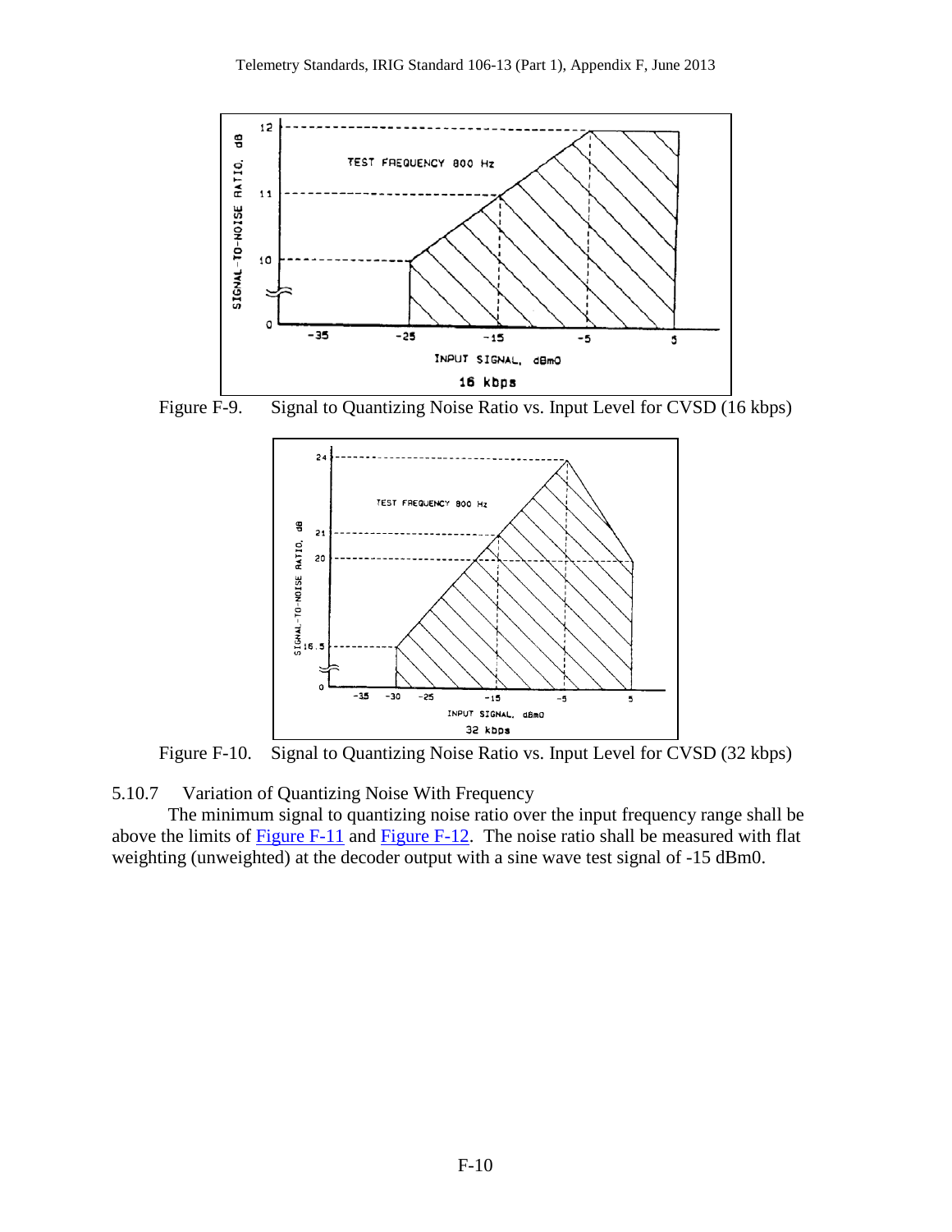Figure F-9. Signal to Quantizing Noise Ratio vs. Input Level for CVSD (16 kbps)

Figure F-10. Signal to Quantizing Noise Ratio vs. Input Level for CVSD (32 kbps)

### 5.10.7 Variation of Quantizing Noise With Frequency

The minimum signal to quantizing noise ratio over the input frequency range shall be above the limits of Figure F-11 and Figure F-12. The noise ratio shall be measured with flat weighting (unweighted) at the decoder output with a sine wave test signal of -15 dBm0.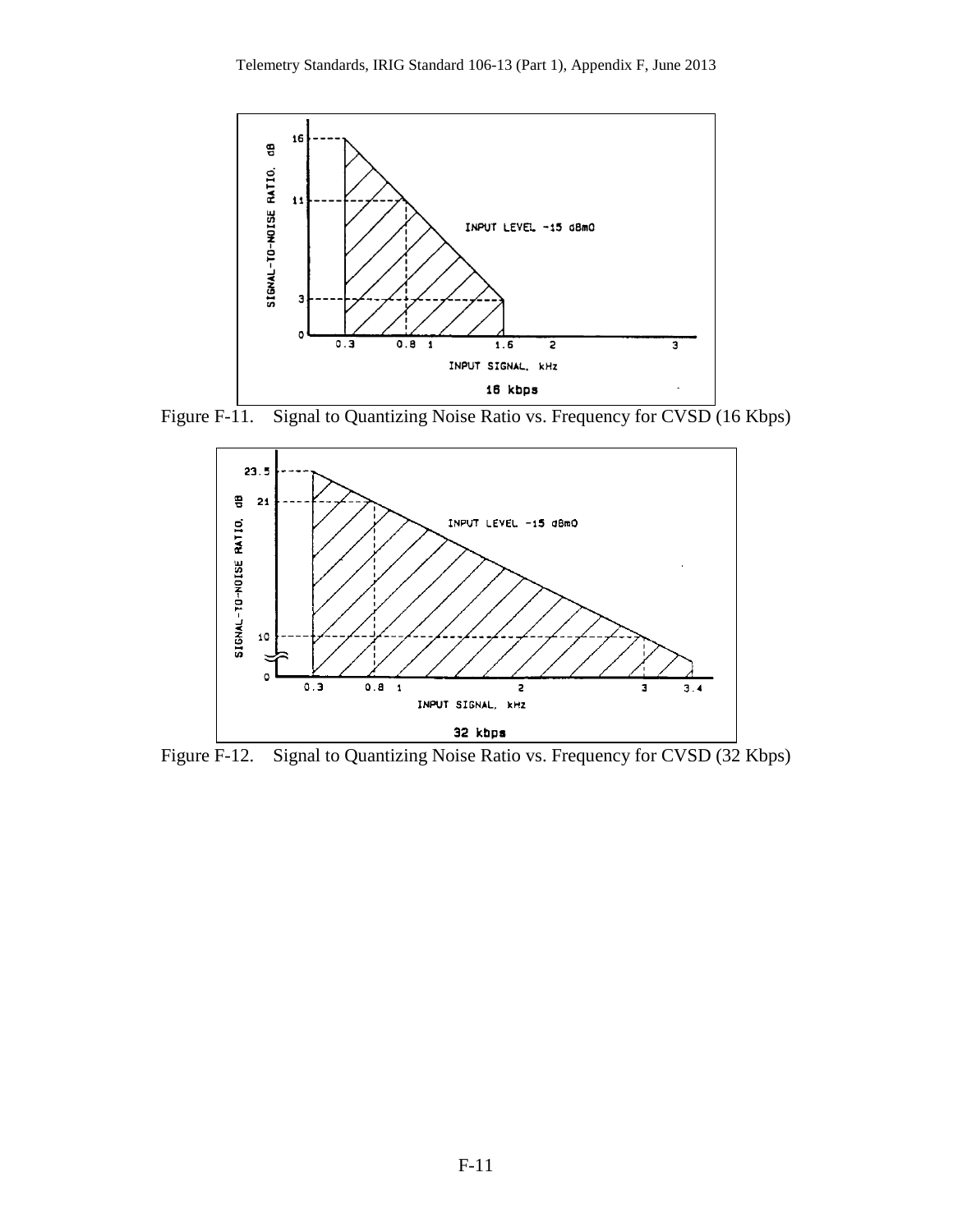Figure F-11. Signal to Quantizing Noise Ratio vs. Frequency for CVSD (16 Kbps)

Figure F-12. Signal to Quantizing Noise Ratio vs. Frequency for CVSD (32 Kbps)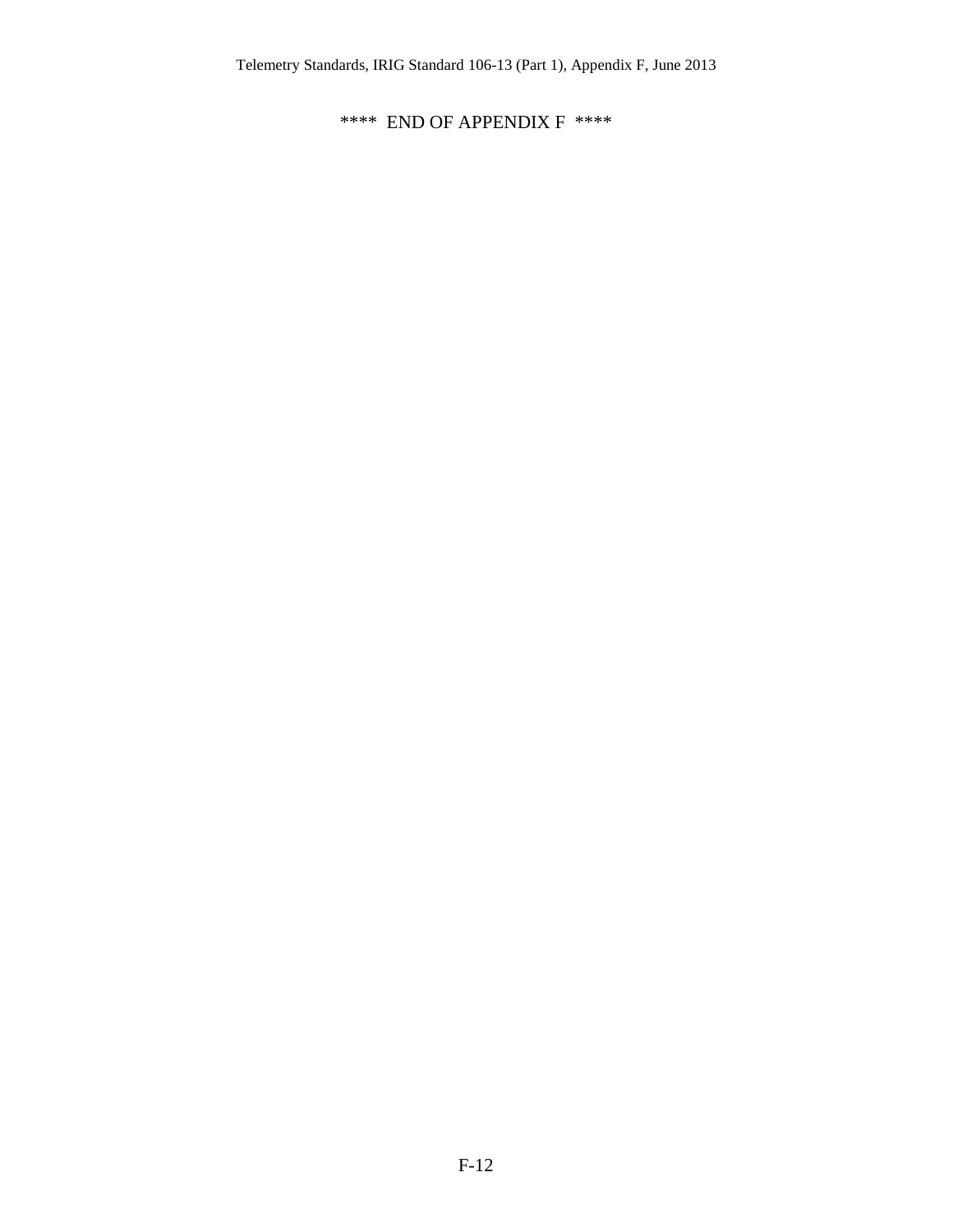**** END OF APPENDIX F ****